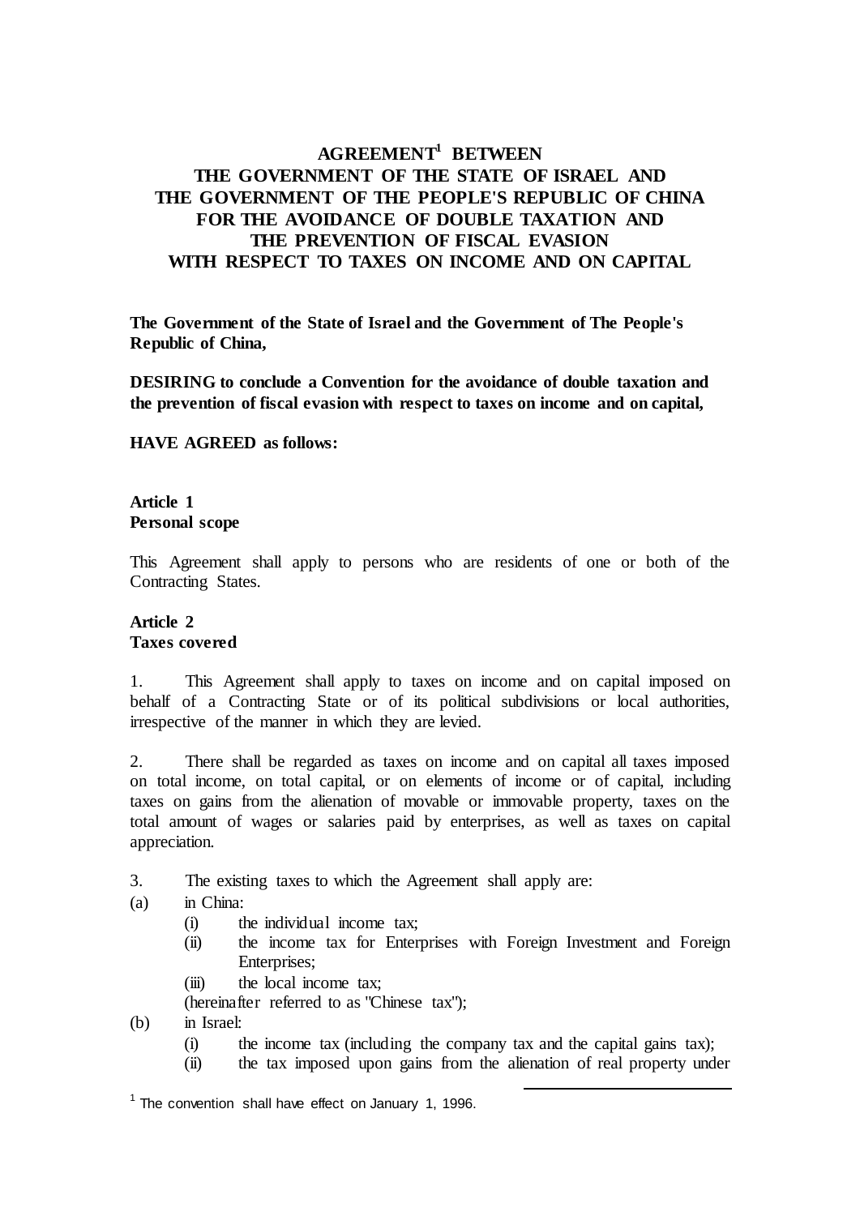# AGREEMENT[1] BETWEEN THE GOVERNMENT OF THE STATE OF ISRAEL AND THE GOVERNMENT OF THE PEOPLE'S REPUBLIC OF CHINA FOR THE AVOIDANCE OF DOUBLE TAXATION AND THE PREVENTION OF FISCAL EVASION WITH RESPECT TO TAXES ON INCOME AND ON CAPITAL

**The Government of the State of Israel and the Government of The People's Republic of China,**

**DESIRING to conclude a Convention for the avoidance of double taxation and the prevention of fiscal evasion with respect to taxes on income and on capital,**

**HAVE AGREED as follows:**

## Article 1
## Personal scope

This Agreement shall apply to persons who are residents of one or both of the Contracting States.

## Article 2
## Taxes covered

1. This Agreement shall apply to taxes on income and on capital imposed on behalf of a Contracting State or of its political subdivisions or local authorities, irrespective of the manner in which they are levied.

2. There shall be regarded as taxes on income and on capital all taxes imposed on total income, on total capital, or on elements of income or of capital, including taxes on gains from the alienation of movable or immovable property, taxes on the total amount of wages or salaries paid by enterprises, as well as taxes on capital appreciation.

3. The existing taxes to which the Agreement shall apply are:

(a) in China:
   - (i) the individual income tax;
   - (ii) the income tax for Enterprises with Foreign Investment and Foreign Enterprises;
   - (iii) the local income tax;

   (hereinafter referred to as "Chinese tax");

(b) in Israel:
   - (i) the income tax (including the company tax and the capital gains tax);
   - (ii) the tax imposed upon gains from the alienation of real property under

[1] The convention shall have effect on January 1, 1996.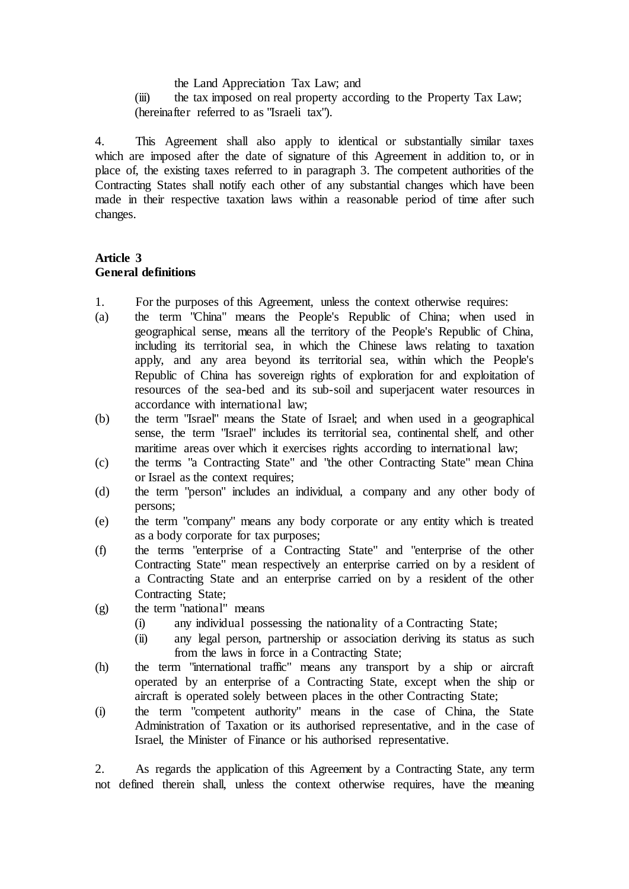the Land Appreciation Tax Law; and

(iii) the tax imposed on real property according to the Property Tax Law;

(hereinafter referred to as "Israeli tax").

4. This Agreement shall also apply to identical or substantially similar taxes which are imposed after the date of signature of this Agreement in addition to, or in place of, the existing taxes referred to in paragraph 3. The competent authorities of the Contracting States shall notify each other of any substantial changes which have been made in their respective taxation laws within a reasonable period of time after such changes.

**Article 3**
**General definitions**

1. For the purposes of this Agreement, unless the context otherwise requires:

(a) the term "China" means the People's Republic of China; when used in geographical sense, means all the territory of the People's Republic of China, including its territorial sea, in which the Chinese laws relating to taxation apply, and any area beyond its territorial sea, within which the People's Republic of China has sovereign rights of exploration for and exploitation of resources of the sea-bed and its sub-soil and superjacent water resources in accordance with international law;

(b) the term "Israel" means the State of Israel; and when used in a geographical sense, the term "Israel" includes its territorial sea, continental shelf, and other maritime areas over which it exercises rights according to international law;

(c) the terms "a Contracting State" and "the other Contracting State" mean China or Israel as the context requires;

(d) the term "person" includes an individual, a company and any other body of persons;

(e) the term "company" means any body corporate or any entity which is treated as a body corporate for tax purposes;

(f) the terms "enterprise of a Contracting State" and "enterprise of the other Contracting State" mean respectively an enterprise carried on by a resident of a Contracting State and an enterprise carried on by a resident of the other Contracting State;

(g) the term "national" means

(i) any individual possessing the nationality of a Contracting State;

(ii) any legal person, partnership or association deriving its status as such from the laws in force in a Contracting State;

(h) the term "international traffic" means any transport by a ship or aircraft operated by an enterprise of a Contracting State, except when the ship or aircraft is operated solely between places in the other Contracting State;

(i) the term "competent authority" means in the case of China, the State Administration of Taxation or its authorised representative, and in the case of Israel, the Minister of Finance or his authorised representative.

2. As regards the application of this Agreement by a Contracting State, any term not defined therein shall, unless the context otherwise requires, have the meaning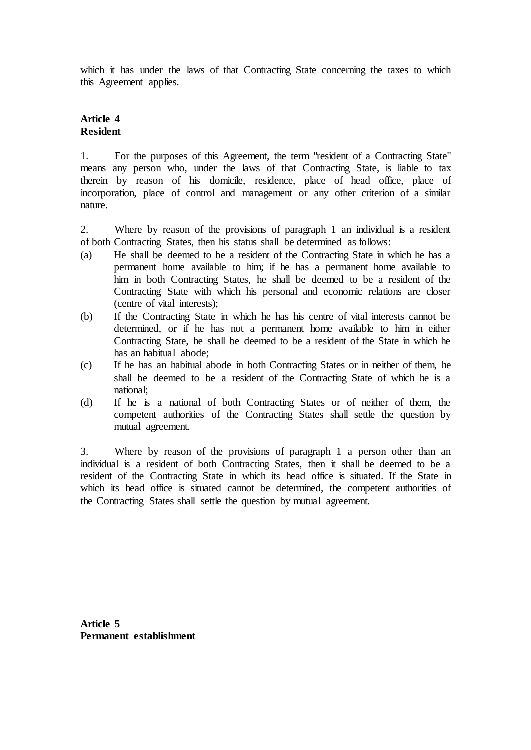which it has under the laws of that Contracting State concerning the taxes to which this Agreement applies.

**Article 4**
**Resident**

1. For the purposes of this Agreement, the term "resident of a Contracting State" means any person who, under the laws of that Contracting State, is liable to tax therein by reason of his domicile, residence, place of head office, place of incorporation, place of control and management or any other criterion of a similar nature.

2. Where by reason of the provisions of paragraph 1 an individual is a resident of both Contracting States, then his status shall be determined as follows:

(a) He shall be deemed to be a resident of the Contracting State in which he has a permanent home available to him; if he has a permanent home available to him in both Contracting States, he shall be deemed to be a resident of the Contracting State with which his personal and economic relations are closer (centre of vital interests);

(b) If the Contracting State in which he has his centre of vital interests cannot be determined, or if he has not a permanent home available to him in either Contracting State, he shall be deemed to be a resident of the State in which he has an habitual abode;

(c) If he has an habitual abode in both Contracting States or in neither of them, he shall be deemed to be a resident of the Contracting State of which he is a national;

(d) If he is a national of both Contracting States or of neither of them, the competent authorities of the Contracting States shall settle the question by mutual agreement.

3. Where by reason of the provisions of paragraph 1 a person other than an individual is a resident of both Contracting States, then it shall be deemed to be a resident of the Contracting State in which its head office is situated. If the State in which its head office is situated cannot be determined, the competent authorities of the Contracting States shall settle the question by mutual agreement.

**Article 5**
**Permanent establishment**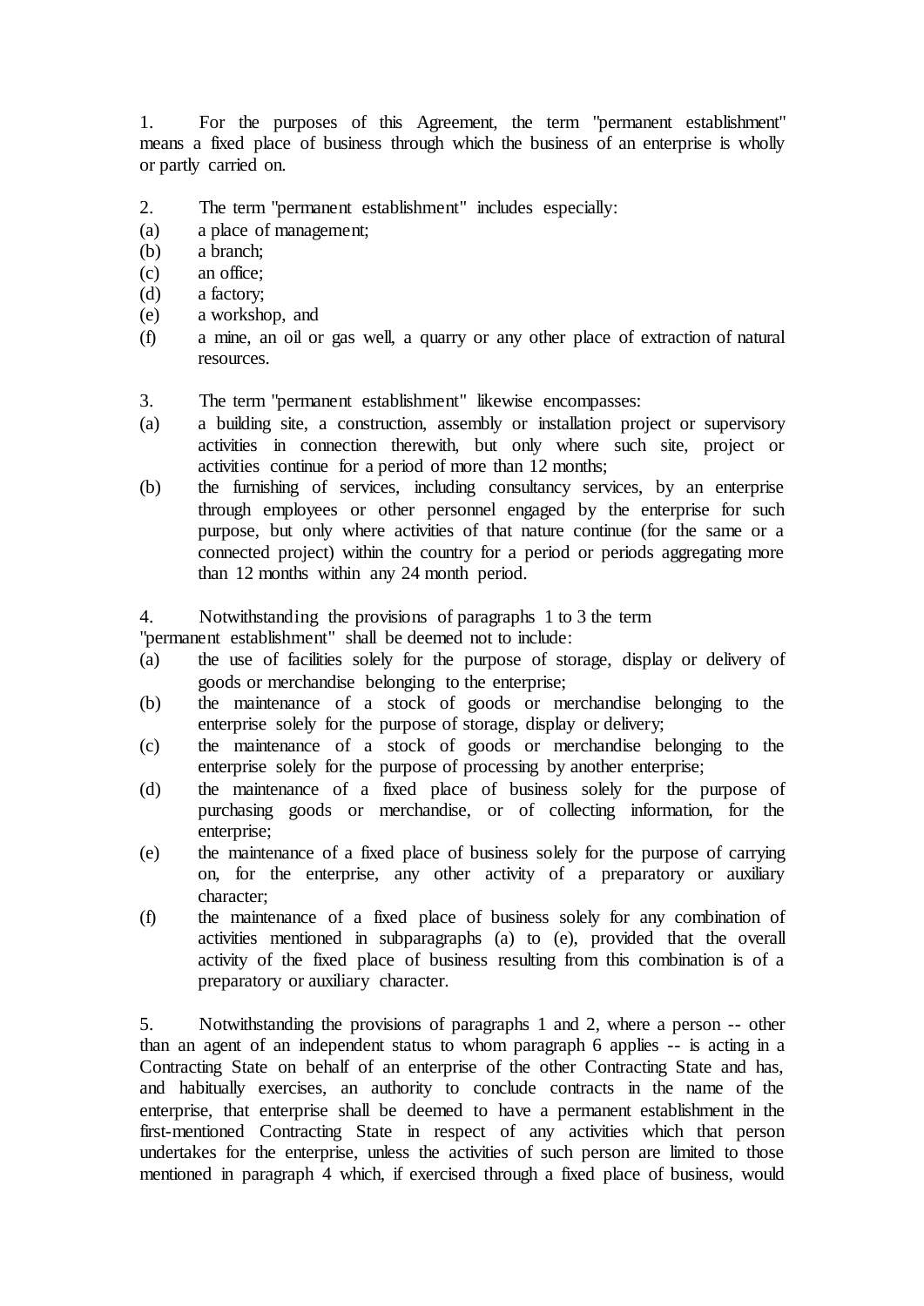1. For the purposes of this Agreement, the term "permanent establishment" means a fixed place of business through which the business of an enterprise is wholly or partly carried on.

2. The term "permanent establishment" includes especially:

(a) a place of management;

(b) a branch;

(c) an office;

(d) a factory;

(e) a workshop, and

(f) a mine, an oil or gas well, a quarry or any other place of extraction of natural resources.

3. The term "permanent establishment" likewise encompasses:

(a) a building site, a construction, assembly or installation project or supervisory activities in connection therewith, but only where such site, project or activities continue for a period of more than 12 months;

(b) the furnishing of services, including consultancy services, by an enterprise through employees or other personnel engaged by the enterprise for such purpose, but only where activities of that nature continue (for the same or a connected project) within the country for a period or periods aggregating more than 12 months within any 24 month period.

4. Notwithstanding the provisions of paragraphs 1 to 3 the term "permanent establishment" shall be deemed not to include:

(a) the use of facilities solely for the purpose of storage, display or delivery of goods or merchandise belonging to the enterprise;

(b) the maintenance of a stock of goods or merchandise belonging to the enterprise solely for the purpose of storage, display or delivery;

(c) the maintenance of a stock of goods or merchandise belonging to the enterprise solely for the purpose of processing by another enterprise;

(d) the maintenance of a fixed place of business solely for the purpose of purchasing goods or merchandise, or of collecting information, for the enterprise;

(e) the maintenance of a fixed place of business solely for the purpose of carrying on, for the enterprise, any other activity of a preparatory or auxiliary character;

(f) the maintenance of a fixed place of business solely for any combination of activities mentioned in subparagraphs (a) to (e), provided that the overall activity of the fixed place of business resulting from this combination is of a preparatory or auxiliary character.

5. Notwithstanding the provisions of paragraphs 1 and 2, where a person -- other than an agent of an independent status to whom paragraph 6 applies -- is acting in a Contracting State on behalf of an enterprise of the other Contracting State and has, and habitually exercises, an authority to conclude contracts in the name of the enterprise, that enterprise shall be deemed to have a permanent establishment in the first-mentioned Contracting State in respect of any activities which that person undertakes for the enterprise, unless the activities of such person are limited to those mentioned in paragraph 4 which, if exercised through a fixed place of business, would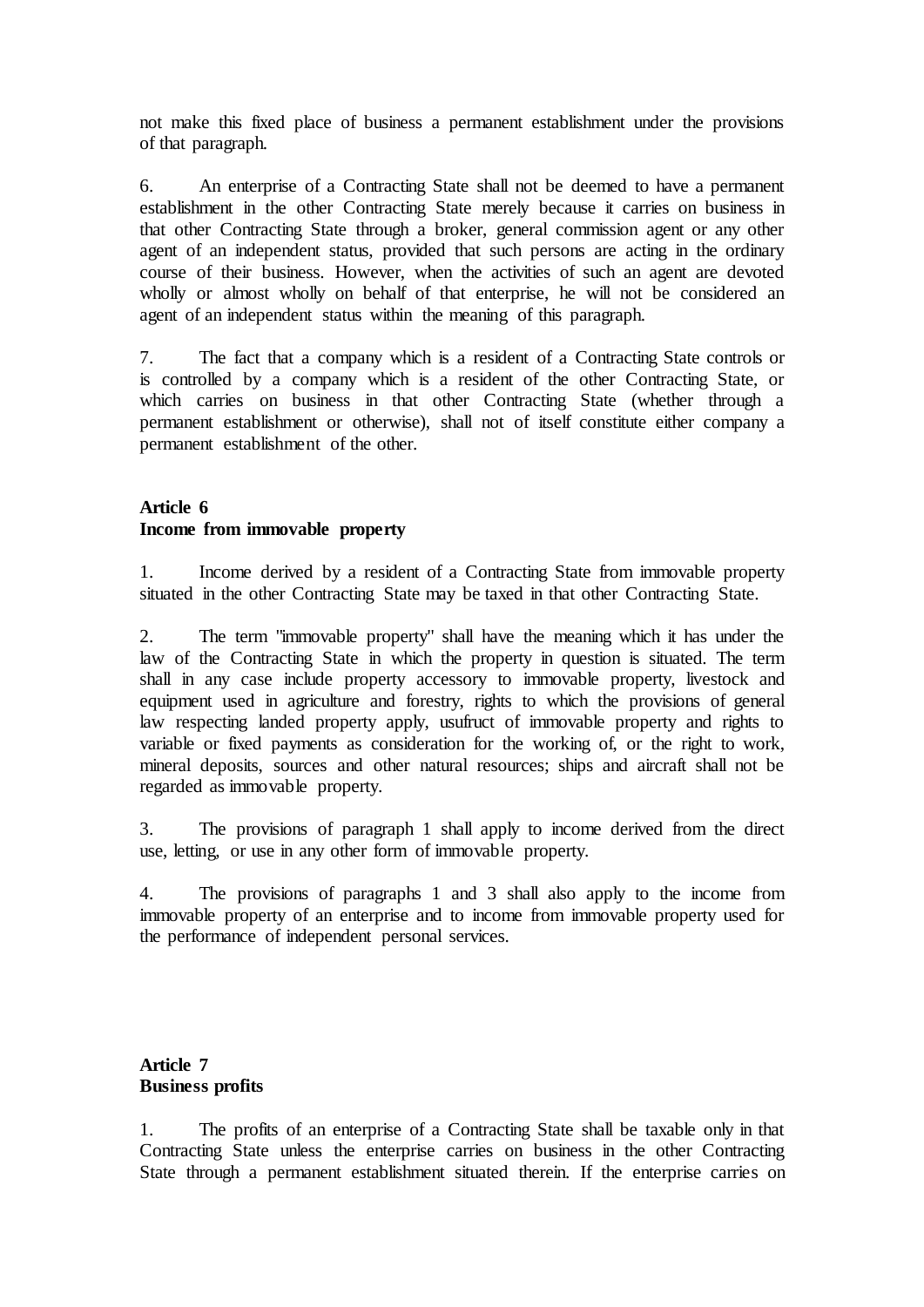not make this fixed place of business a permanent establishment under the provisions of that paragraph.

6. An enterprise of a Contracting State shall not be deemed to have a permanent establishment in the other Contracting State merely because it carries on business in that other Contracting State through a broker, general commission agent or any other agent of an independent status, provided that such persons are acting in the ordinary course of their business. However, when the activities of such an agent are devoted wholly or almost wholly on behalf of that enterprise, he will not be considered an agent of an independent status within the meaning of this paragraph.

7. The fact that a company which is a resident of a Contracting State controls or is controlled by a company which is a resident of the other Contracting State, or which carries on business in that other Contracting State (whether through a permanent establishment or otherwise), shall not of itself constitute either company a permanent establishment of the other.

**Article 6**
**Income from immovable property**

1. Income derived by a resident of a Contracting State from immovable property situated in the other Contracting State may be taxed in that other Contracting State.

2. The term "immovable property" shall have the meaning which it has under the law of the Contracting State in which the property in question is situated. The term shall in any case include property accessory to immovable property, livestock and equipment used in agriculture and forestry, rights to which the provisions of general law respecting landed property apply, usufruct of immovable property and rights to variable or fixed payments as consideration for the working of, or the right to work, mineral deposits, sources and other natural resources; ships and aircraft shall not be regarded as immovable property.

3. The provisions of paragraph 1 shall apply to income derived from the direct use, letting, or use in any other form of immovable property.

4. The provisions of paragraphs 1 and 3 shall also apply to the income from immovable property of an enterprise and to income from immovable property used for the performance of independent personal services.

**Article 7**
**Business profits**

1. The profits of an enterprise of a Contracting State shall be taxable only in that Contracting State unless the enterprise carries on business in the other Contracting State through a permanent establishment situated therein. If the enterprise carries on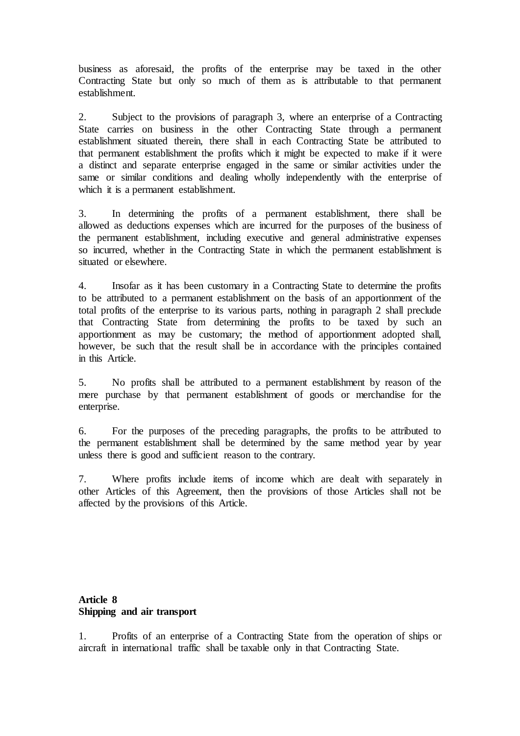business as aforesaid, the profits of the enterprise may be taxed in the other Contracting State but only so much of them as is attributable to that permanent establishment.

2. Subject to the provisions of paragraph 3, where an enterprise of a Contracting State carries on business in the other Contracting State through a permanent establishment situated therein, there shall in each Contracting State be attributed to that permanent establishment the profits which it might be expected to make if it were a distinct and separate enterprise engaged in the same or similar activities under the same or similar conditions and dealing wholly independently with the enterprise of which it is a permanent establishment.

3. In determining the profits of a permanent establishment, there shall be allowed as deductions expenses which are incurred for the purposes of the business of the permanent establishment, including executive and general administrative expenses so incurred, whether in the Contracting State in which the permanent establishment is situated or elsewhere.

4. Insofar as it has been customary in a Contracting State to determine the profits to be attributed to a permanent establishment on the basis of an apportionment of the total profits of the enterprise to its various parts, nothing in paragraph 2 shall preclude that Contracting State from determining the profits to be taxed by such an apportionment as may be customary; the method of apportionment adopted shall, however, be such that the result shall be in accordance with the principles contained in this Article.

5. No profits shall be attributed to a permanent establishment by reason of the mere purchase by that permanent establishment of goods or merchandise for the enterprise.

6. For the purposes of the preceding paragraphs, the profits to be attributed to the permanent establishment shall be determined by the same method year by year unless there is good and sufficient reason to the contrary.

7. Where profits include items of income which are dealt with separately in other Articles of this Agreement, then the provisions of those Articles shall not be affected by the provisions of this Article.

## Article 8
## Shipping and air transport

1. Profits of an enterprise of a Contracting State from the operation of ships or aircraft in international traffic shall be taxable only in that Contracting State.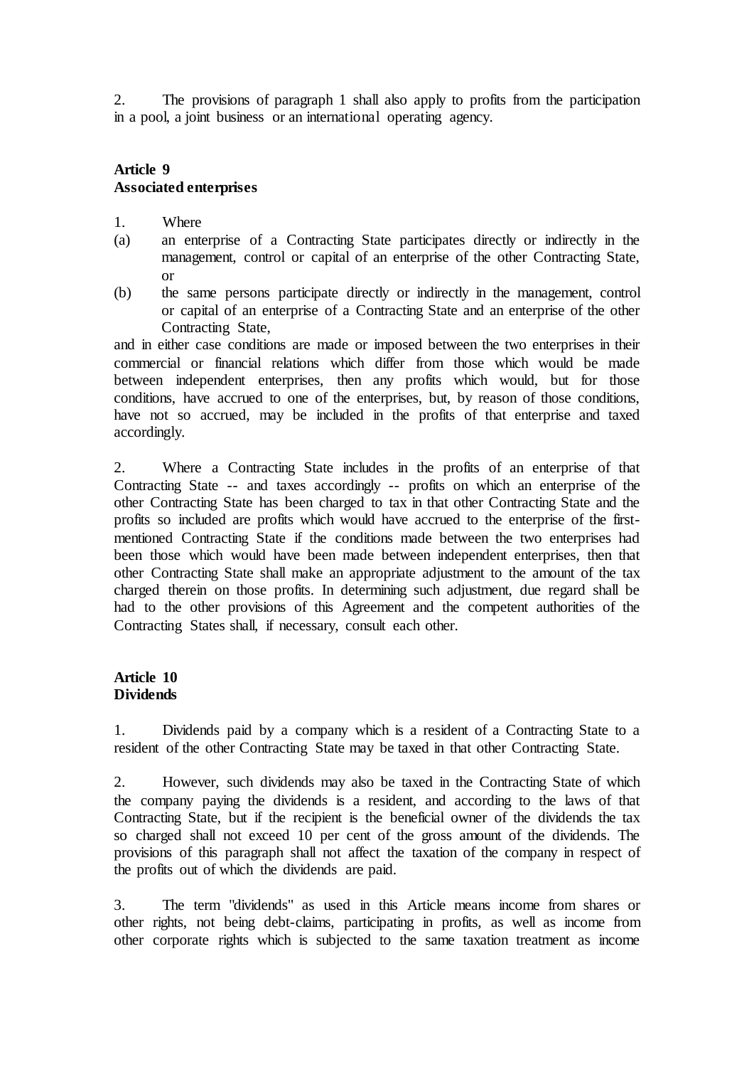2. The provisions of paragraph 1 shall also apply to profits from the participation in a pool, a joint business or an international operating agency.

## Article 9
## Associated enterprises

1. Where
   (a) an enterprise of a Contracting State participates directly or indirectly in the management, control or capital of an enterprise of the other Contracting State, or
   (b) the same persons participate directly or indirectly in the management, control or capital of an enterprise of a Contracting State and an enterprise of the other Contracting State,

and in either case conditions are made or imposed between the two enterprises in their commercial or financial relations which differ from those which would be made between independent enterprises, then any profits which would, but for those conditions, have accrued to one of the enterprises, but, by reason of those conditions, have not so accrued, may be included in the profits of that enterprise and taxed accordingly.

2. Where a Contracting State includes in the profits of an enterprise of that Contracting State -- and taxes accordingly -- profits on which an enterprise of the other Contracting State has been charged to tax in that other Contracting State and the profits so included are profits which would have accrued to the enterprise of the first-mentioned Contracting State if the conditions made between the two enterprises had been those which would have been made between independent enterprises, then that other Contracting State shall make an appropriate adjustment to the amount of the tax charged therein on those profits. In determining such adjustment, due regard shall be had to the other provisions of this Agreement and the competent authorities of the Contracting States shall, if necessary, consult each other.

## Article 10
## Dividends

1. Dividends paid by a company which is a resident of a Contracting State to a resident of the other Contracting State may be taxed in that other Contracting State.

2. However, such dividends may also be taxed in the Contracting State of which the company paying the dividends is a resident, and according to the laws of that Contracting State, but if the recipient is the beneficial owner of the dividends the tax so charged shall not exceed 10 per cent of the gross amount of the dividends. The provisions of this paragraph shall not affect the taxation of the company in respect of the profits out of which the dividends are paid.

3. The term "dividends" as used in this Article means income from shares or other rights, not being debt-claims, participating in profits, as well as income from other corporate rights which is subjected to the same taxation treatment as income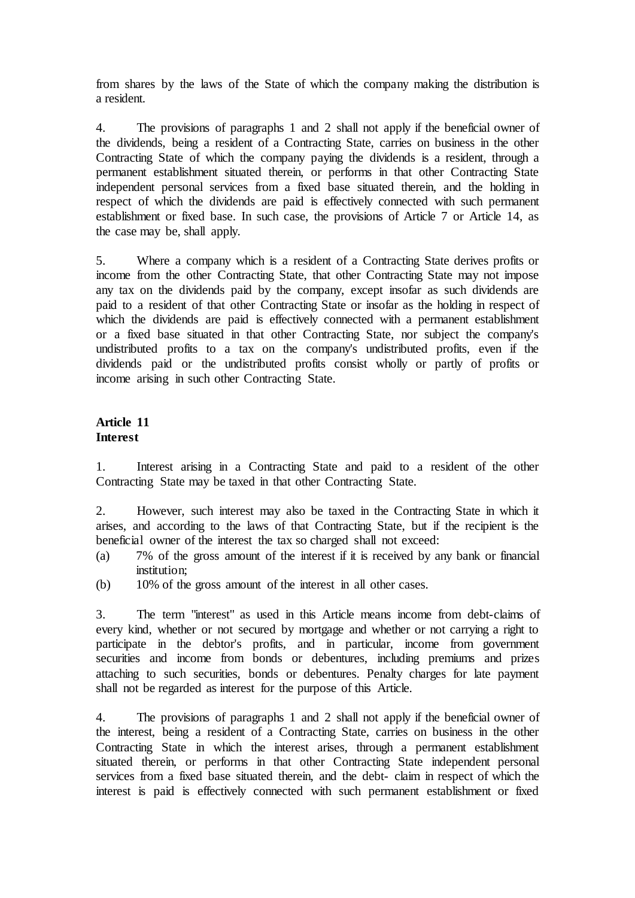from shares by the laws of the State of which the company making the distribution is a resident.

4. The provisions of paragraphs 1 and 2 shall not apply if the beneficial owner of the dividends, being a resident of a Contracting State, carries on business in the other Contracting State of which the company paying the dividends is a resident, through a permanent establishment situated therein, or performs in that other Contracting State independent personal services from a fixed base situated therein, and the holding in respect of which the dividends are paid is effectively connected with such permanent establishment or fixed base. In such case, the provisions of Article 7 or Article 14, as the case may be, shall apply.

5. Where a company which is a resident of a Contracting State derives profits or income from the other Contracting State, that other Contracting State may not impose any tax on the dividends paid by the company, except insofar as such dividends are paid to a resident of that other Contracting State or insofar as the holding in respect of which the dividends are paid is effectively connected with a permanent establishment or a fixed base situated in that other Contracting State, nor subject the company's undistributed profits to a tax on the company's undistributed profits, even if the dividends paid or the undistributed profits consist wholly or partly of profits or income arising in such other Contracting State.

**Article 11**
**Interest**

1. Interest arising in a Contracting State and paid to a resident of the other Contracting State may be taxed in that other Contracting State.

2. However, such interest may also be taxed in the Contracting State in which it arises, and according to the laws of that Contracting State, but if the recipient is the beneficial owner of the interest the tax so charged shall not exceed:

(a) 7% of the gross amount of the interest if it is received by any bank or financial institution;

(b) 10% of the gross amount of the interest in all other cases.

3. The term "interest" as used in this Article means income from debt-claims of every kind, whether or not secured by mortgage and whether or not carrying a right to participate in the debtor's profits, and in particular, income from government securities and income from bonds or debentures, including premiums and prizes attaching to such securities, bonds or debentures. Penalty charges for late payment shall not be regarded as interest for the purpose of this Article.

4. The provisions of paragraphs 1 and 2 shall not apply if the beneficial owner of the interest, being a resident of a Contracting State, carries on business in the other Contracting State in which the interest arises, through a permanent establishment situated therein, or performs in that other Contracting State independent personal services from a fixed base situated therein, and the debt- claim in respect of which the interest is paid is effectively connected with such permanent establishment or fixed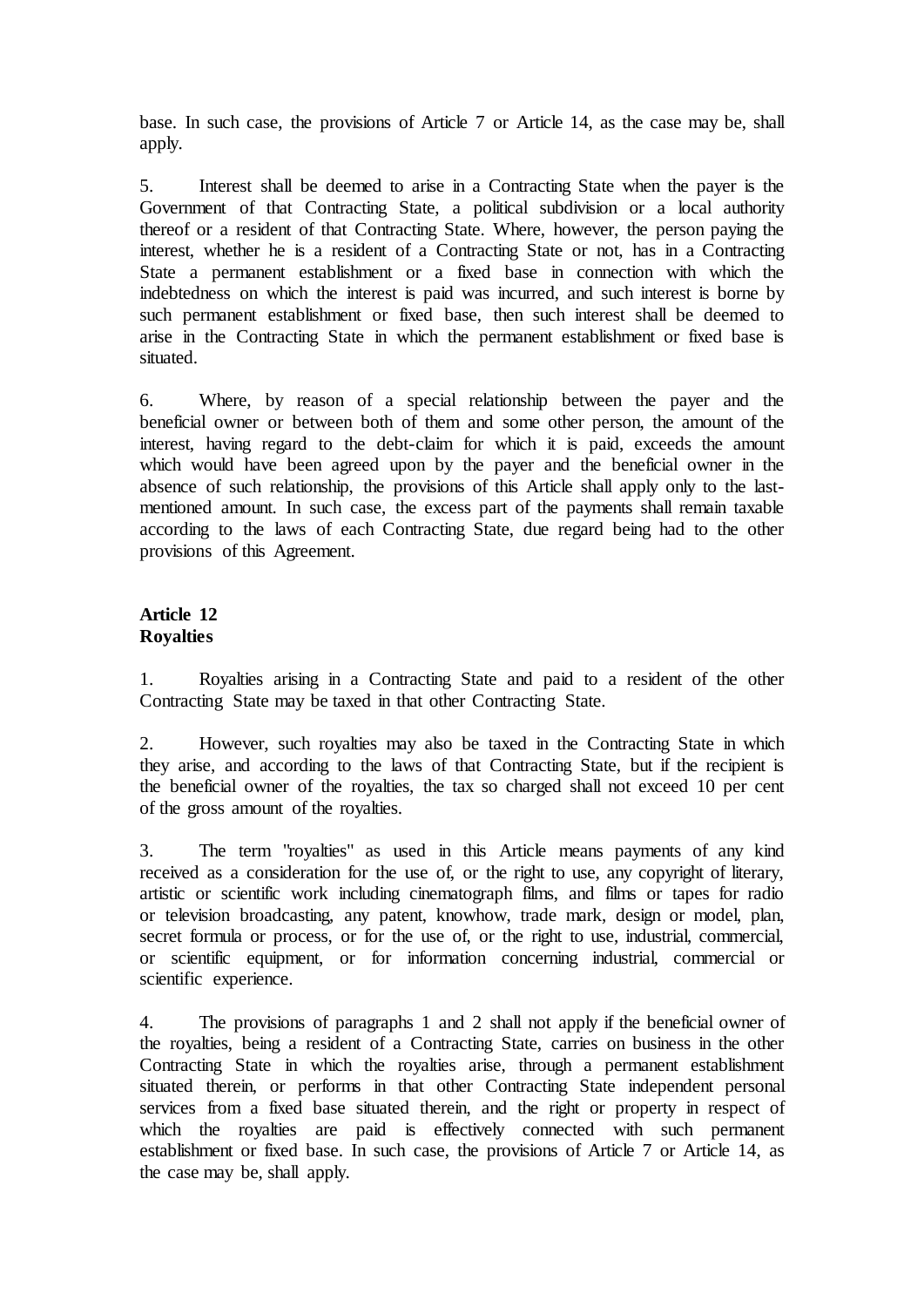base. In such case, the provisions of Article 7 or Article 14, as the case may be, shall apply.

5. Interest shall be deemed to arise in a Contracting State when the payer is the Government of that Contracting State, a political subdivision or a local authority thereof or a resident of that Contracting State. Where, however, the person paying the interest, whether he is a resident of a Contracting State or not, has in a Contracting State a permanent establishment or a fixed base in connection with which the indebtedness on which the interest is paid was incurred, and such interest is borne by such permanent establishment or fixed base, then such interest shall be deemed to arise in the Contracting State in which the permanent establishment or fixed base is situated.

6. Where, by reason of a special relationship between the payer and the beneficial owner or between both of them and some other person, the amount of the interest, having regard to the debt-claim for which it is paid, exceeds the amount which would have been agreed upon by the payer and the beneficial owner in the absence of such relationship, the provisions of this Article shall apply only to the last-mentioned amount. In such case, the excess part of the payments shall remain taxable according to the laws of each Contracting State, due regard being had to the other provisions of this Agreement.

**Article 12**
**Royalties**

1. Royalties arising in a Contracting State and paid to a resident of the other Contracting State may be taxed in that other Contracting State.

2. However, such royalties may also be taxed in the Contracting State in which they arise, and according to the laws of that Contracting State, but if the recipient is the beneficial owner of the royalties, the tax so charged shall not exceed 10 per cent of the gross amount of the royalties.

3. The term "royalties" as used in this Article means payments of any kind received as a consideration for the use of, or the right to use, any copyright of literary, artistic or scientific work including cinematograph films, and films or tapes for radio or television broadcasting, any patent, knowhow, trade mark, design or model, plan, secret formula or process, or for the use of, or the right to use, industrial, commercial, or scientific equipment, or for information concerning industrial, commercial or scientific experience.

4. The provisions of paragraphs 1 and 2 shall not apply if the beneficial owner of the royalties, being a resident of a Contracting State, carries on business in the other Contracting State in which the royalties arise, through a permanent establishment situated therein, or performs in that other Contracting State independent personal services from a fixed base situated therein, and the right or property in respect of which the royalties are paid is effectively connected with such permanent establishment or fixed base. In such case, the provisions of Article 7 or Article 14, as the case may be, shall apply.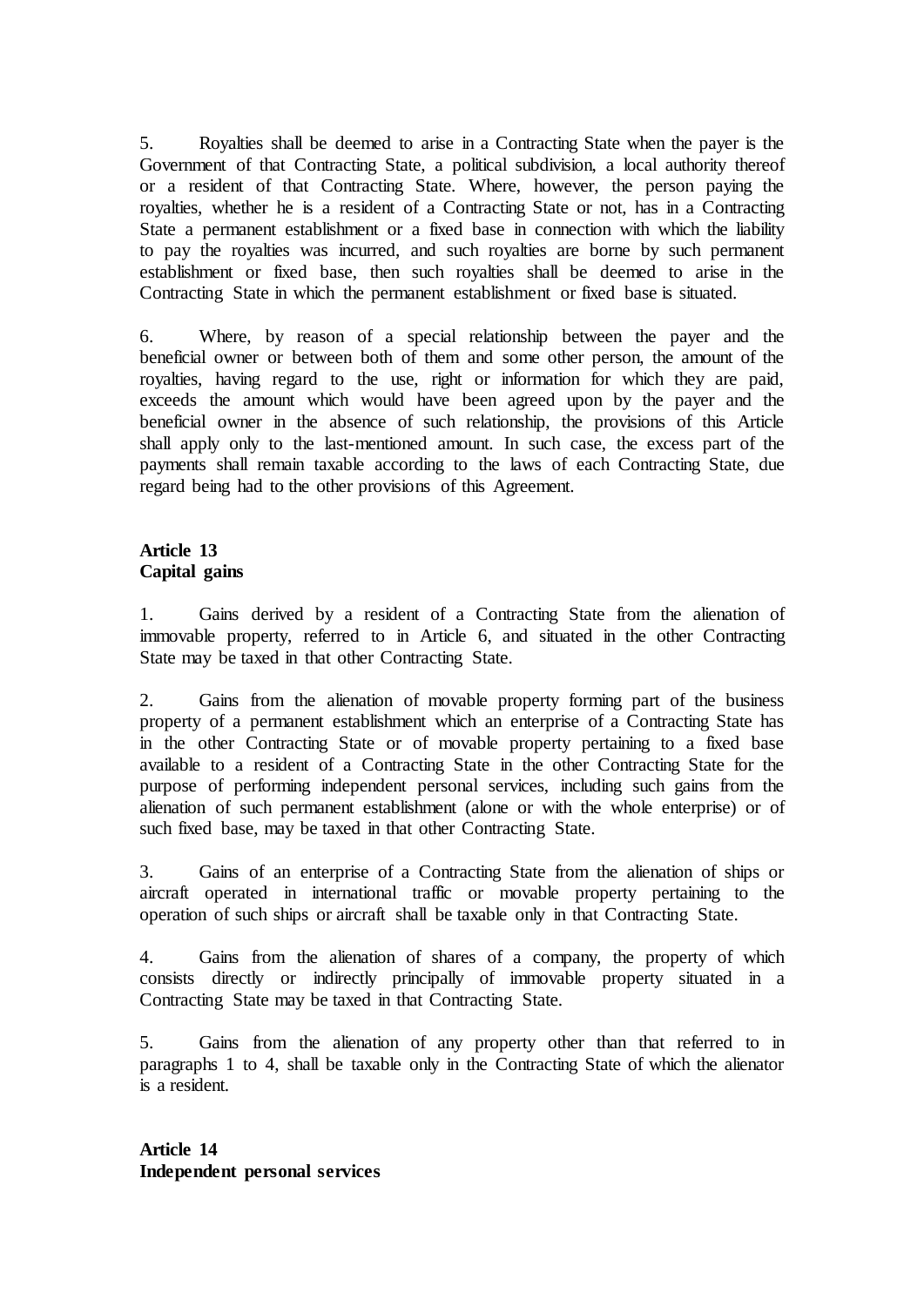5. Royalties shall be deemed to arise in a Contracting State when the payer is the Government of that Contracting State, a political subdivision, a local authority thereof or a resident of that Contracting State. Where, however, the person paying the royalties, whether he is a resident of a Contracting State or not, has in a Contracting State a permanent establishment or a fixed base in connection with which the liability to pay the royalties was incurred, and such royalties are borne by such permanent establishment or fixed base, then such royalties shall be deemed to arise in the Contracting State in which the permanent establishment or fixed base is situated.

6. Where, by reason of a special relationship between the payer and the beneficial owner or between both of them and some other person, the amount of the royalties, having regard to the use, right or information for which they are paid, exceeds the amount which would have been agreed upon by the payer and the beneficial owner in the absence of such relationship, the provisions of this Article shall apply only to the last-mentioned amount. In such case, the excess part of the payments shall remain taxable according to the laws of each Contracting State, due regard being had to the other provisions of this Agreement.

## Article 13
## Capital gains

1. Gains derived by a resident of a Contracting State from the alienation of immovable property, referred to in Article 6, and situated in the other Contracting State may be taxed in that other Contracting State.

2. Gains from the alienation of movable property forming part of the business property of a permanent establishment which an enterprise of a Contracting State has in the other Contracting State or of movable property pertaining to a fixed base available to a resident of a Contracting State in the other Contracting State for the purpose of performing independent personal services, including such gains from the alienation of such permanent establishment (alone or with the whole enterprise) or of such fixed base, may be taxed in that other Contracting State.

3. Gains of an enterprise of a Contracting State from the alienation of ships or aircraft operated in international traffic or movable property pertaining to the operation of such ships or aircraft shall be taxable only in that Contracting State.

4. Gains from the alienation of shares of a company, the property of which consists directly or indirectly principally of immovable property situated in a Contracting State may be taxed in that Contracting State.

5. Gains from the alienation of any property other than that referred to in paragraphs 1 to 4, shall be taxable only in the Contracting State of which the alienator is a resident.

## Article 14
## Independent personal services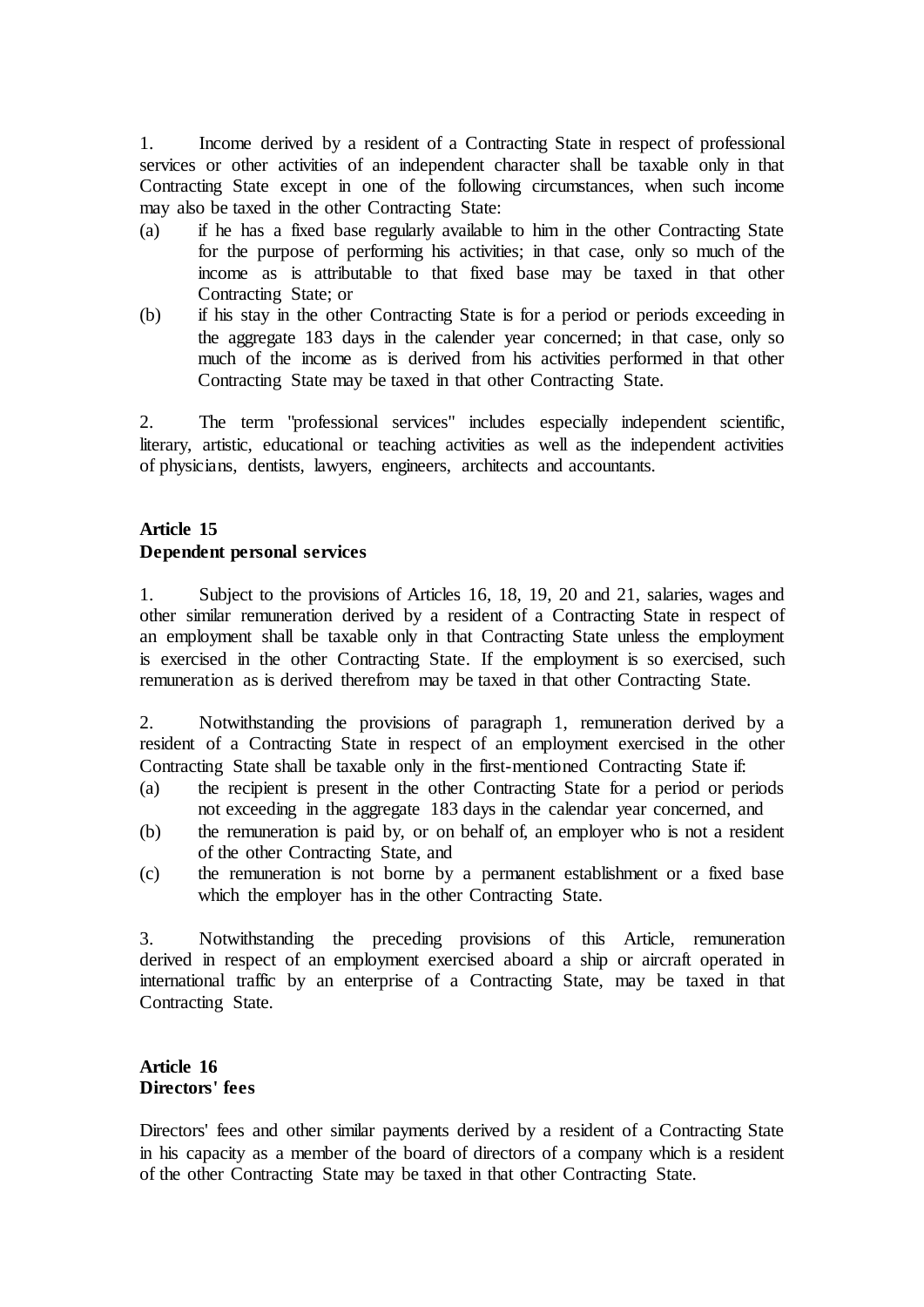1. Income derived by a resident of a Contracting State in respect of professional services or other activities of an independent character shall be taxable only in that Contracting State except in one of the following circumstances, when such income may also be taxed in the other Contracting State:

(a) if he has a fixed base regularly available to him in the other Contracting State for the purpose of performing his activities; in that case, only so much of the income as is attributable to that fixed base may be taxed in that other Contracting State; or

(b) if his stay in the other Contracting State is for a period or periods exceeding in the aggregate 183 days in the calender year concerned; in that case, only so much of the income as is derived from his activities performed in that other Contracting State may be taxed in that other Contracting State.

2. The term "professional services" includes especially independent scientific, literary, artistic, educational or teaching activities as well as the independent activities of physicians, dentists, lawyers, engineers, architects and accountants.

## Article 15
## Dependent personal services

1. Subject to the provisions of Articles 16, 18, 19, 20 and 21, salaries, wages and other similar remuneration derived by a resident of a Contracting State in respect of an employment shall be taxable only in that Contracting State unless the employment is exercised in the other Contracting State. If the employment is so exercised, such remuneration as is derived therefrom may be taxed in that other Contracting State.

2. Notwithstanding the provisions of paragraph 1, remuneration derived by a resident of a Contracting State in respect of an employment exercised in the other Contracting State shall be taxable only in the first-mentioned Contracting State if:

(a) the recipient is present in the other Contracting State for a period or periods not exceeding in the aggregate 183 days in the calendar year concerned, and

(b) the remuneration is paid by, or on behalf of, an employer who is not a resident of the other Contracting State, and

(c) the remuneration is not borne by a permanent establishment or a fixed base which the employer has in the other Contracting State.

3. Notwithstanding the preceding provisions of this Article, remuneration derived in respect of an employment exercised aboard a ship or aircraft operated in international traffic by an enterprise of a Contracting State, may be taxed in that Contracting State.

## Article 16
## Directors' fees

Directors' fees and other similar payments derived by a resident of a Contracting State in his capacity as a member of the board of directors of a company which is a resident of the other Contracting State may be taxed in that other Contracting State.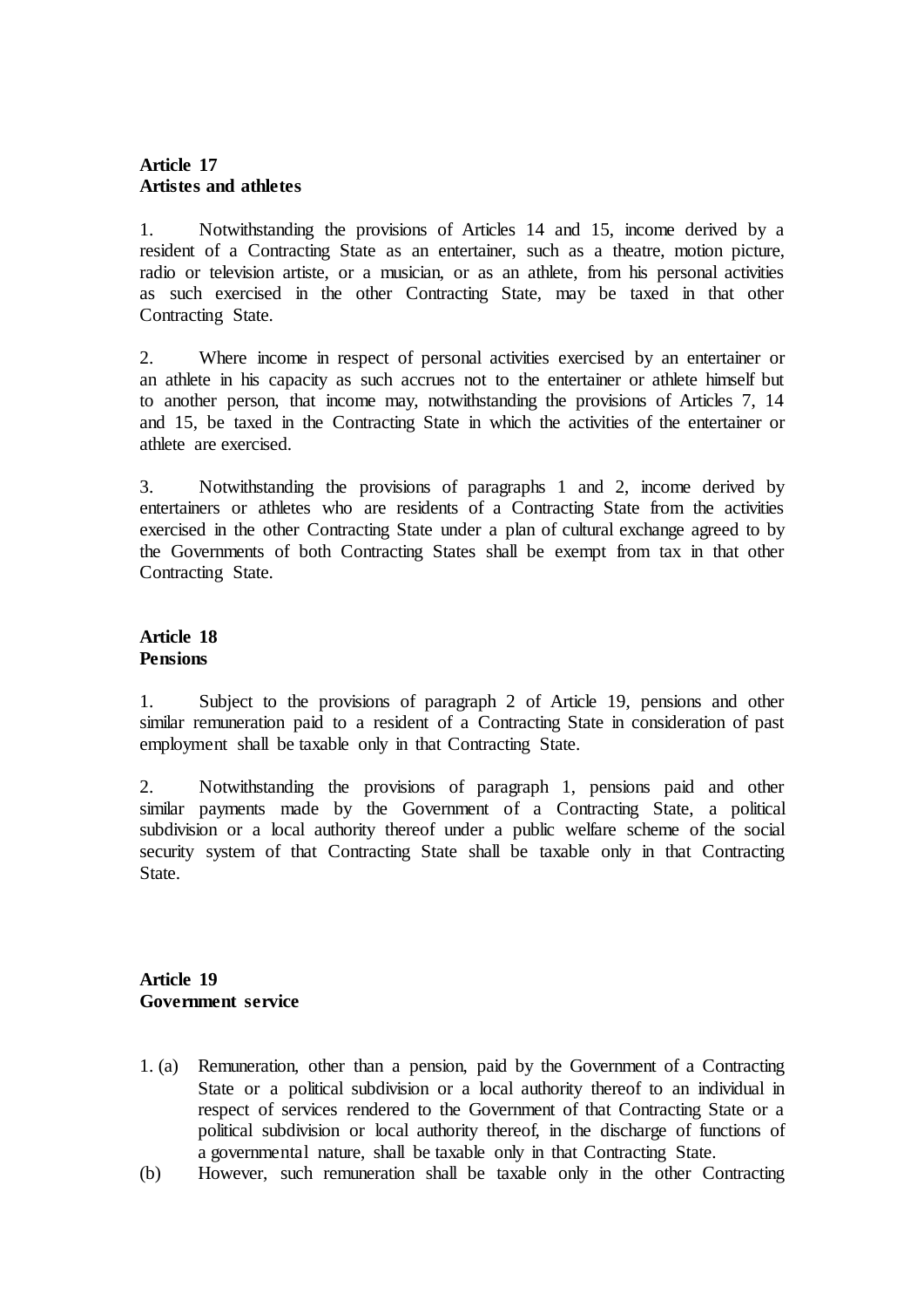**Article 17**
**Artistes and athletes**

1. Notwithstanding the provisions of Articles 14 and 15, income derived by a resident of a Contracting State as an entertainer, such as a theatre, motion picture, radio or television artiste, or a musician, or as an athlete, from his personal activities as such exercised in the other Contracting State, may be taxed in that other Contracting State.

2. Where income in respect of personal activities exercised by an entertainer or an athlete in his capacity as such accrues not to the entertainer or athlete himself but to another person, that income may, notwithstanding the provisions of Articles 7, 14 and 15, be taxed in the Contracting State in which the activities of the entertainer or athlete are exercised.

3. Notwithstanding the provisions of paragraphs 1 and 2, income derived by entertainers or athletes who are residents of a Contracting State from the activities exercised in the other Contracting State under a plan of cultural exchange agreed to by the Governments of both Contracting States shall be exempt from tax in that other Contracting State.

**Article 18**
**Pensions**

1. Subject to the provisions of paragraph 2 of Article 19, pensions and other similar remuneration paid to a resident of a Contracting State in consideration of past employment shall be taxable only in that Contracting State.

2. Notwithstanding the provisions of paragraph 1, pensions paid and other similar payments made by the Government of a Contracting State, a political subdivision or a local authority thereof under a public welfare scheme of the social security system of that Contracting State shall be taxable only in that Contracting State.

**Article 19**
**Government service**

1. (a) Remuneration, other than a pension, paid by the Government of a Contracting State or a political subdivision or a local authority thereof to an individual in respect of services rendered to the Government of that Contracting State or a political subdivision or local authority thereof, in the discharge of functions of a governmental nature, shall be taxable only in that Contracting State.

(b) However, such remuneration shall be taxable only in the other Contracting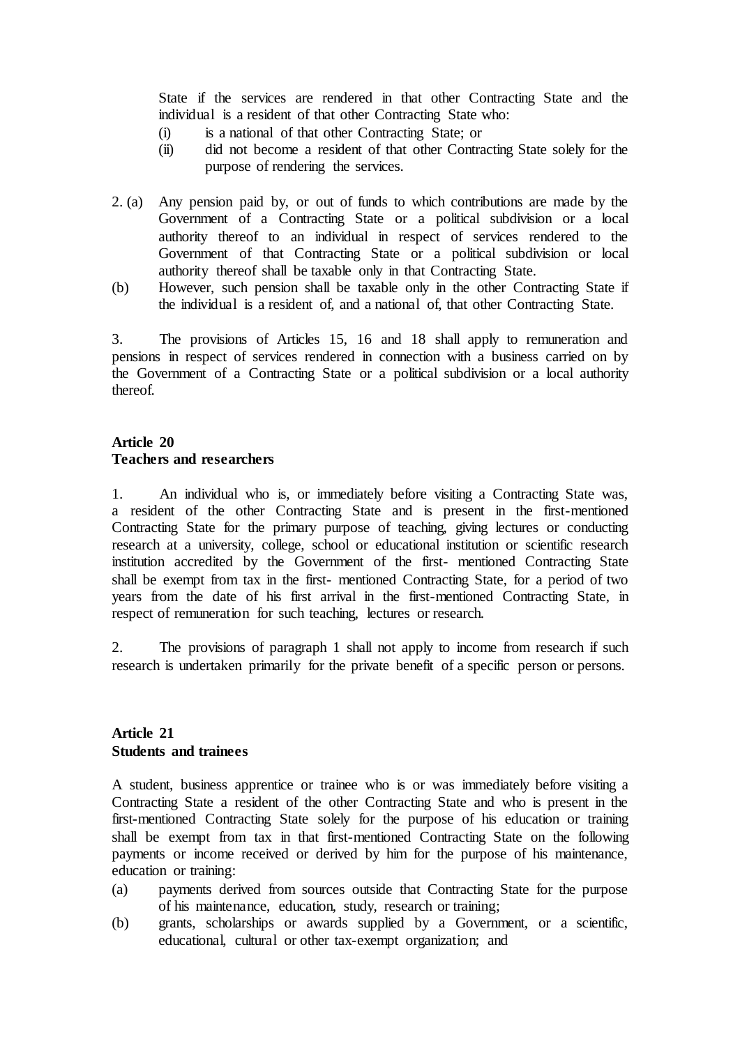State if the services are rendered in that other Contracting State and the individual is a resident of that other Contracting State who:

(i) is a national of that other Contracting State; or

(ii) did not become a resident of that other Contracting State solely for the purpose of rendering the services.

2. (a) Any pension paid by, or out of funds to which contributions are made by the Government of a Contracting State or a political subdivision or a local authority thereof to an individual in respect of services rendered to the Government of that Contracting State or a political subdivision or local authority thereof shall be taxable only in that Contracting State.

(b) However, such pension shall be taxable only in the other Contracting State if the individual is a resident of, and a national of, that other Contracting State.

3. The provisions of Articles 15, 16 and 18 shall apply to remuneration and pensions in respect of services rendered in connection with a business carried on by the Government of a Contracting State or a political subdivision or a local authority thereof.

**Article 20**
**Teachers and researchers**

1. An individual who is, or immediately before visiting a Contracting State was, a resident of the other Contracting State and is present in the first-mentioned Contracting State for the primary purpose of teaching, giving lectures or conducting research at a university, college, school or educational institution or scientific research institution accredited by the Government of the first- mentioned Contracting State shall be exempt from tax in the first- mentioned Contracting State, for a period of two years from the date of his first arrival in the first-mentioned Contracting State, in respect of remuneration for such teaching, lectures or research.

2. The provisions of paragraph 1 shall not apply to income from research if such research is undertaken primarily for the private benefit of a specific person or persons.

**Article 21**
**Students and trainees**

A student, business apprentice or trainee who is or was immediately before visiting a Contracting State a resident of the other Contracting State and who is present in the first-mentioned Contracting State solely for the purpose of his education or training shall be exempt from tax in that first-mentioned Contracting State on the following payments or income received or derived by him for the purpose of his maintenance, education or training:

(a) payments derived from sources outside that Contracting State for the purpose of his maintenance, education, study, research or training;

(b) grants, scholarships or awards supplied by a Government, or a scientific, educational, cultural or other tax-exempt organization; and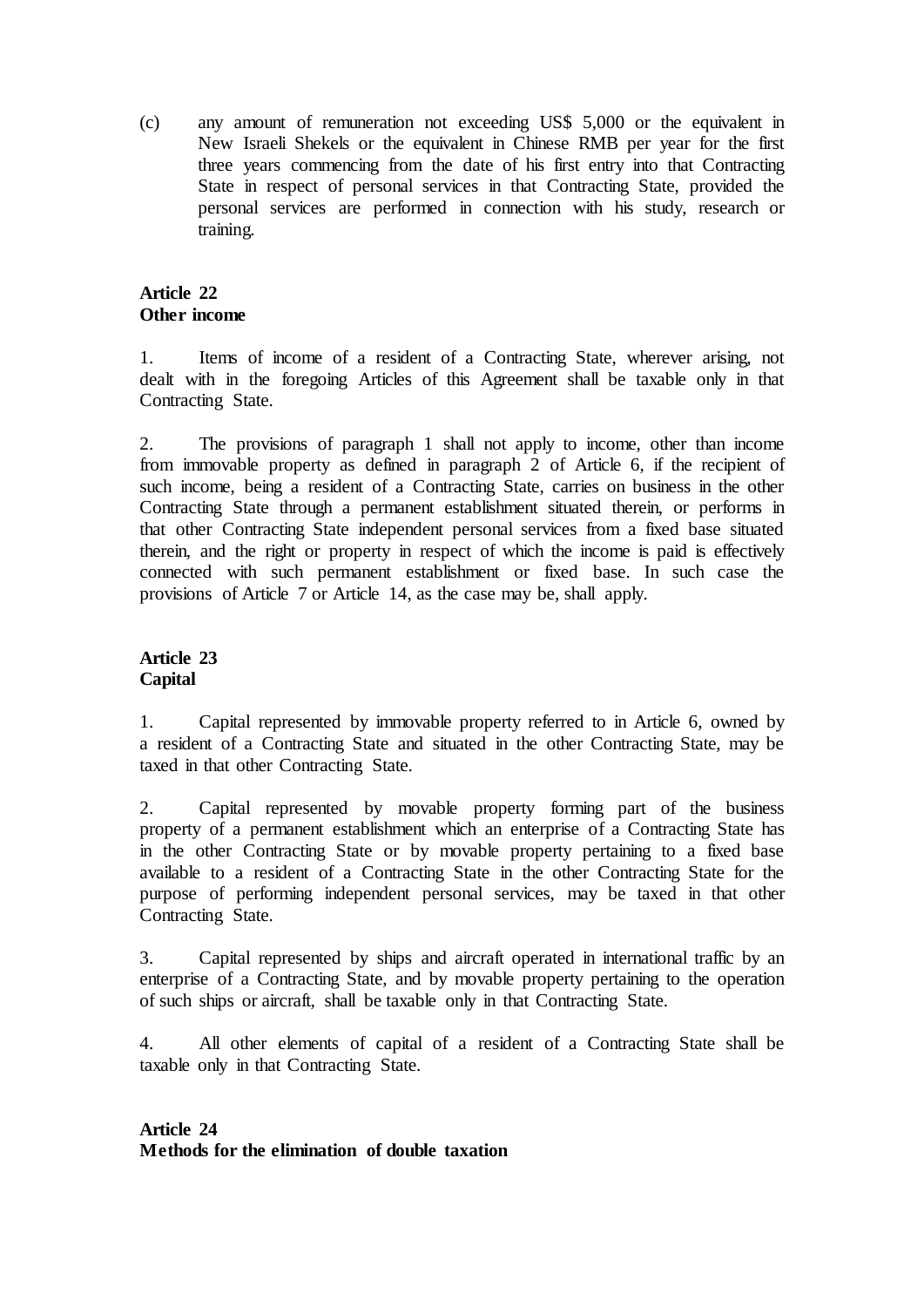(c) any amount of remuneration not exceeding US$ 5,000 or the equivalent in New Israeli Shekels or the equivalent in Chinese RMB per year for the first three years commencing from the date of his first entry into that Contracting State in respect of personal services in that Contracting State, provided the personal services are performed in connection with his study, research or training.

**Article 22**
**Other income**

1. Items of income of a resident of a Contracting State, wherever arising, not dealt with in the foregoing Articles of this Agreement shall be taxable only in that Contracting State.

2. The provisions of paragraph 1 shall not apply to income, other than income from immovable property as defined in paragraph 2 of Article 6, if the recipient of such income, being a resident of a Contracting State, carries on business in the other Contracting State through a permanent establishment situated therein, or performs in that other Contracting State independent personal services from a fixed base situated therein, and the right or property in respect of which the income is paid is effectively connected with such permanent establishment or fixed base. In such case the provisions of Article 7 or Article 14, as the case may be, shall apply.

**Article 23**
**Capital**

1. Capital represented by immovable property referred to in Article 6, owned by a resident of a Contracting State and situated in the other Contracting State, may be taxed in that other Contracting State.

2. Capital represented by movable property forming part of the business property of a permanent establishment which an enterprise of a Contracting State has in the other Contracting State or by movable property pertaining to a fixed base available to a resident of a Contracting State in the other Contracting State for the purpose of performing independent personal services, may be taxed in that other Contracting State.

3. Capital represented by ships and aircraft operated in international traffic by an enterprise of a Contracting State, and by movable property pertaining to the operation of such ships or aircraft, shall be taxable only in that Contracting State.

4. All other elements of capital of a resident of a Contracting State shall be taxable only in that Contracting State.

**Article 24**
**Methods for the elimination of double taxation**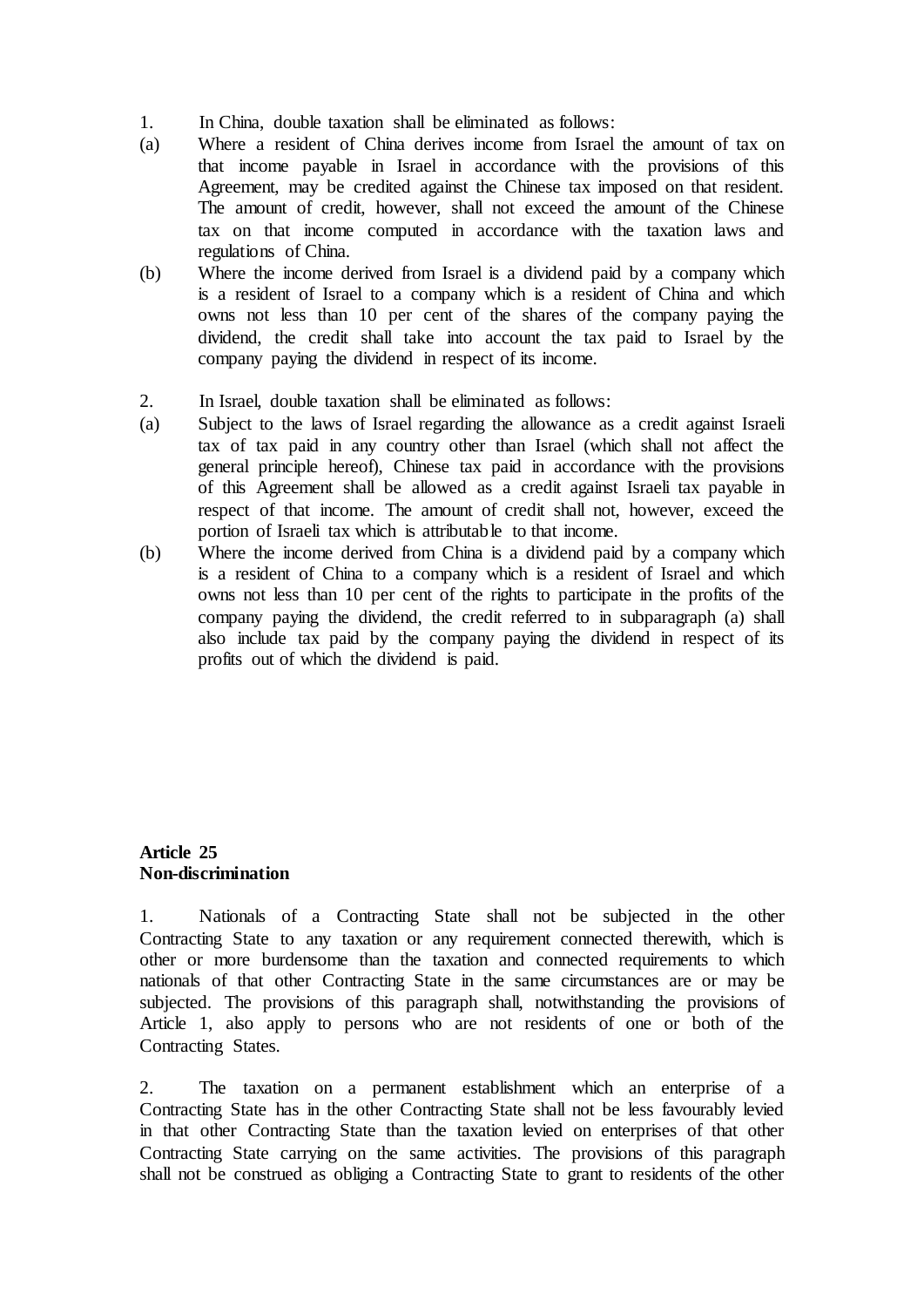1. In China, double taxation shall be eliminated as follows:

(a) Where a resident of China derives income from Israel the amount of tax on that income payable in Israel in accordance with the provisions of this Agreement, may be credited against the Chinese tax imposed on that resident. The amount of credit, however, shall not exceed the amount of the Chinese tax on that income computed in accordance with the taxation laws and regulations of China.

(b) Where the income derived from Israel is a dividend paid by a company which is a resident of Israel to a company which is a resident of China and which owns not less than 10 per cent of the shares of the company paying the dividend, the credit shall take into account the tax paid to Israel by the company paying the dividend in respect of its income.

2. In Israel, double taxation shall be eliminated as follows:

(a) Subject to the laws of Israel regarding the allowance as a credit against Israeli tax of tax paid in any country other than Israel (which shall not affect the general principle hereof), Chinese tax paid in accordance with the provisions of this Agreement shall be allowed as a credit against Israeli tax payable in respect of that income. The amount of credit shall not, however, exceed the portion of Israeli tax which is attributable to that income.

(b) Where the income derived from China is a dividend paid by a company which is a resident of China to a company which is a resident of Israel and which owns not less than 10 per cent of the rights to participate in the profits of the company paying the dividend, the credit referred to in subparagraph (a) shall also include tax paid by the company paying the dividend in respect of its profits out of which the dividend is paid.

**Article 25**
**Non-discrimination**

1. Nationals of a Contracting State shall not be subjected in the other Contracting State to any taxation or any requirement connected therewith, which is other or more burdensome than the taxation and connected requirements to which nationals of that other Contracting State in the same circumstances are or may be subjected. The provisions of this paragraph shall, notwithstanding the provisions of Article 1, also apply to persons who are not residents of one or both of the Contracting States.

2. The taxation on a permanent establishment which an enterprise of a Contracting State has in the other Contracting State shall not be less favourably levied in that other Contracting State than the taxation levied on enterprises of that other Contracting State carrying on the same activities. The provisions of this paragraph shall not be construed as obliging a Contracting State to grant to residents of the other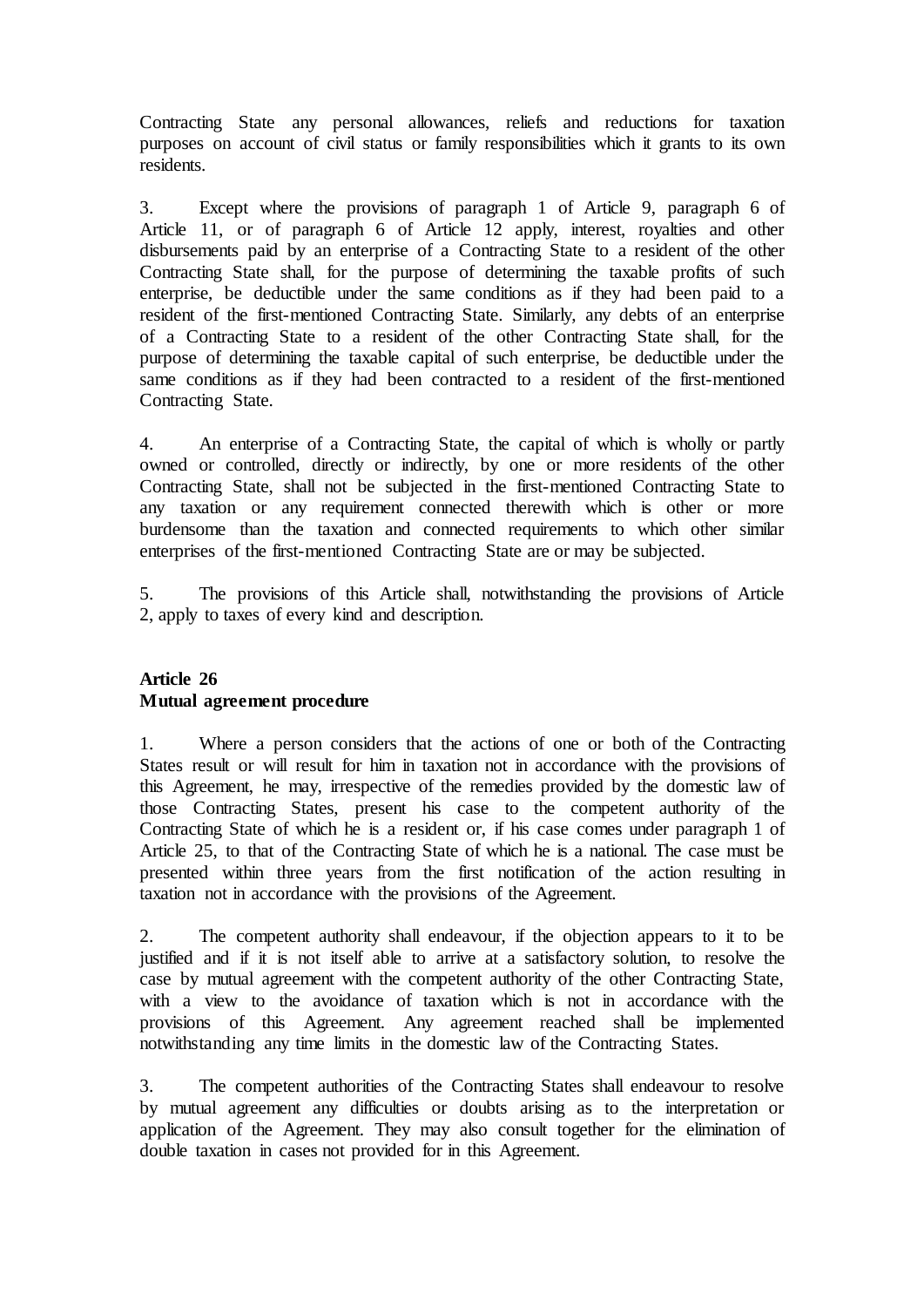Contracting State any personal allowances, reliefs and reductions for taxation purposes on account of civil status or family responsibilities which it grants to its own residents.

3. Except where the provisions of paragraph 1 of Article 9, paragraph 6 of Article 11, or of paragraph 6 of Article 12 apply, interest, royalties and other disbursements paid by an enterprise of a Contracting State to a resident of the other Contracting State shall, for the purpose of determining the taxable profits of such enterprise, be deductible under the same conditions as if they had been paid to a resident of the first-mentioned Contracting State. Similarly, any debts of an enterprise of a Contracting State to a resident of the other Contracting State shall, for the purpose of determining the taxable capital of such enterprise, be deductible under the same conditions as if they had been contracted to a resident of the first-mentioned Contracting State.

4. An enterprise of a Contracting State, the capital of which is wholly or partly owned or controlled, directly or indirectly, by one or more residents of the other Contracting State, shall not be subjected in the first-mentioned Contracting State to any taxation or any requirement connected therewith which is other or more burdensome than the taxation and connected requirements to which other similar enterprises of the first-mentioned Contracting State are or may be subjected.

5. The provisions of this Article shall, notwithstanding the provisions of Article 2, apply to taxes of every kind and description.

**Article 26**
**Mutual agreement procedure**

1. Where a person considers that the actions of one or both of the Contracting States result or will result for him in taxation not in accordance with the provisions of this Agreement, he may, irrespective of the remedies provided by the domestic law of those Contracting States, present his case to the competent authority of the Contracting State of which he is a resident or, if his case comes under paragraph 1 of Article 25, to that of the Contracting State of which he is a national. The case must be presented within three years from the first notification of the action resulting in taxation not in accordance with the provisions of the Agreement.

2. The competent authority shall endeavour, if the objection appears to it to be justified and if it is not itself able to arrive at a satisfactory solution, to resolve the case by mutual agreement with the competent authority of the other Contracting State, with a view to the avoidance of taxation which is not in accordance with the provisions of this Agreement. Any agreement reached shall be implemented notwithstanding any time limits in the domestic law of the Contracting States.

3. The competent authorities of the Contracting States shall endeavour to resolve by mutual agreement any difficulties or doubts arising as to the interpretation or application of the Agreement. They may also consult together for the elimination of double taxation in cases not provided for in this Agreement.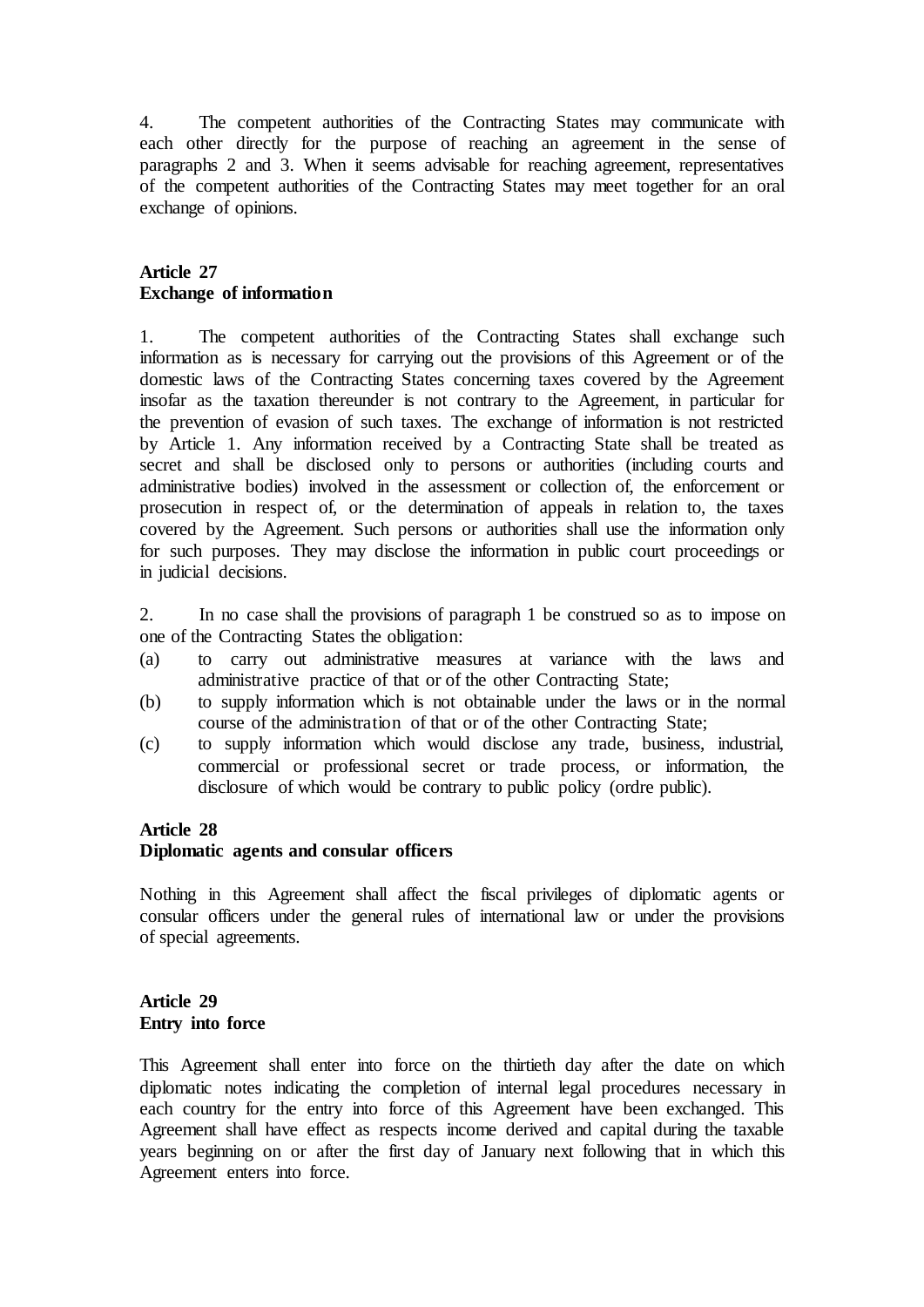4. The competent authorities of the Contracting States may communicate with each other directly for the purpose of reaching an agreement in the sense of paragraphs 2 and 3. When it seems advisable for reaching agreement, representatives of the competent authorities of the Contracting States may meet together for an oral exchange of opinions.

**Article 27**
**Exchange of information**

1. The competent authorities of the Contracting States shall exchange such information as is necessary for carrying out the provisions of this Agreement or of the domestic laws of the Contracting States concerning taxes covered by the Agreement insofar as the taxation thereunder is not contrary to the Agreement, in particular for the prevention of evasion of such taxes. The exchange of information is not restricted by Article 1. Any information received by a Contracting State shall be treated as secret and shall be disclosed only to persons or authorities (including courts and administrative bodies) involved in the assessment or collection of, the enforcement or prosecution in respect of, or the determination of appeals in relation to, the taxes covered by the Agreement. Such persons or authorities shall use the information only for such purposes. They may disclose the information in public court proceedings or in judicial decisions.

2. In no case shall the provisions of paragraph 1 be construed so as to impose on one of the Contracting States the obligation:

(a) to carry out administrative measures at variance with the laws and administrative practice of that or of the other Contracting State;

(b) to supply information which is not obtainable under the laws or in the normal course of the administration of that or of the other Contracting State;

(c) to supply information which would disclose any trade, business, industrial, commercial or professional secret or trade process, or information, the disclosure of which would be contrary to public policy (ordre public).

**Article 28**
**Diplomatic agents and consular officers**

Nothing in this Agreement shall affect the fiscal privileges of diplomatic agents or consular officers under the general rules of international law or under the provisions of special agreements.

**Article 29**
**Entry into force**

This Agreement shall enter into force on the thirtieth day after the date on which diplomatic notes indicating the completion of internal legal procedures necessary in each country for the entry into force of this Agreement have been exchanged. This Agreement shall have effect as respects income derived and capital during the taxable years beginning on or after the first day of January next following that in which this Agreement enters into force.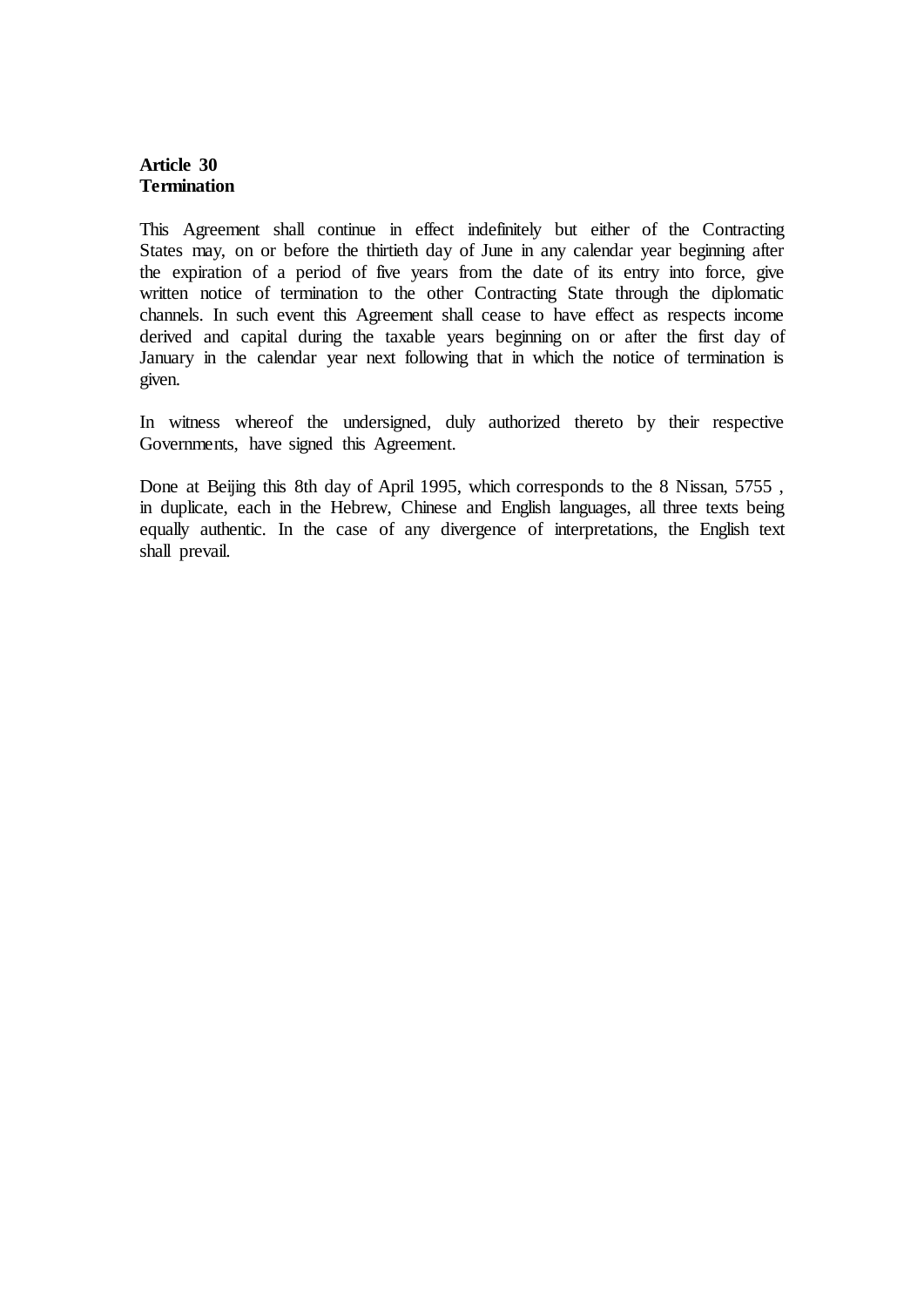**Article 30**
**Termination**

This Agreement shall continue in effect indefinitely but either of the Contracting States may, on or before the thirtieth day of June in any calendar year beginning after the expiration of a period of five years from the date of its entry into force, give written notice of termination to the other Contracting State through the diplomatic channels. In such event this Agreement shall cease to have effect as respects income derived and capital during the taxable years beginning on or after the first day of January in the calendar year next following that in which the notice of termination is given.

In witness whereof the undersigned, duly authorized thereto by their respective Governments, have signed this Agreement.

Done at Beijing this 8th day of April 1995, which corresponds to the 8 Nissan, 5755 , in duplicate, each in the Hebrew, Chinese and English languages, all three texts being equally authentic. In the case of any divergence of interpretations, the English text shall prevail.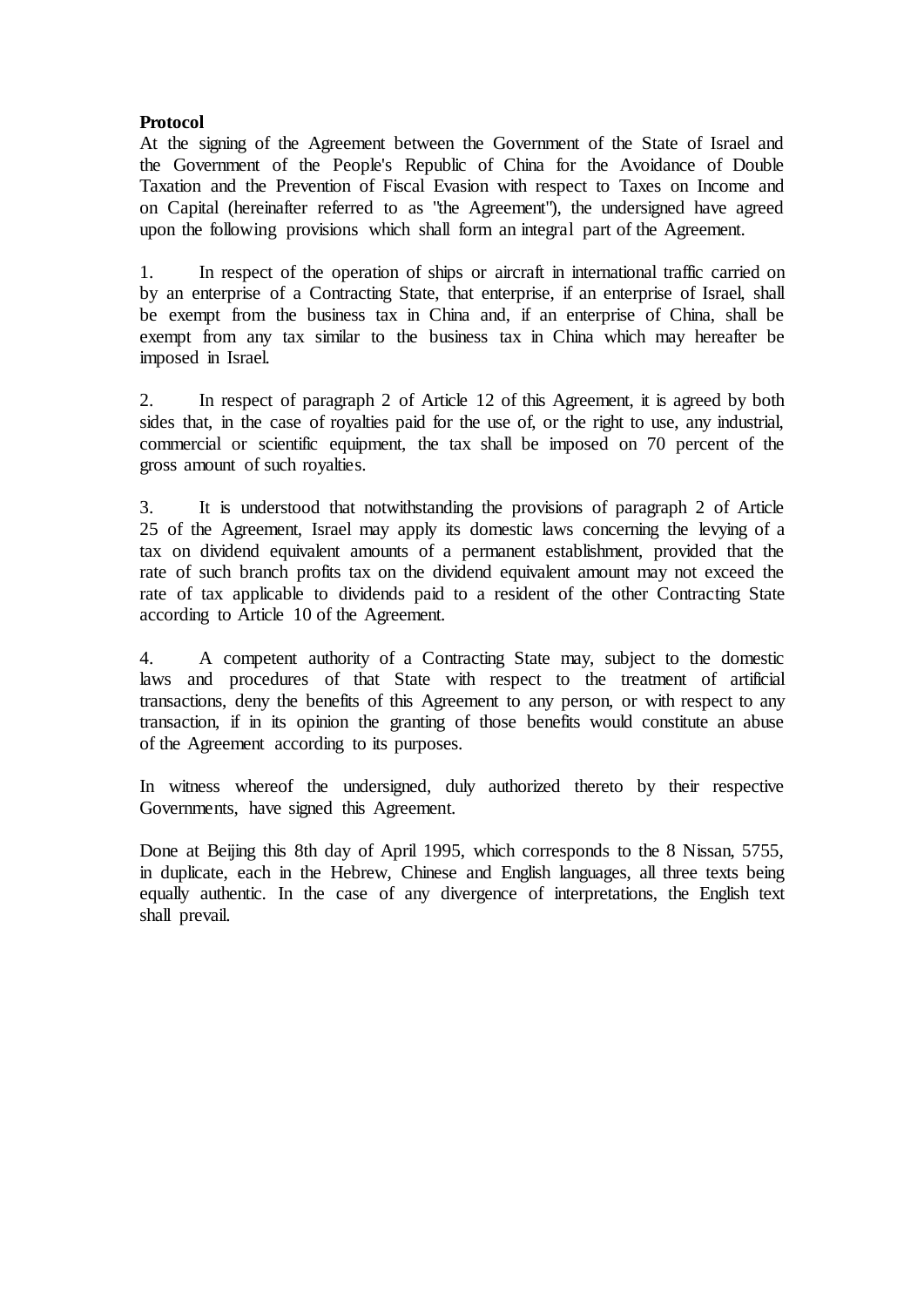**Protocol**

At the signing of the Agreement between the Government of the State of Israel and the Government of the People's Republic of China for the Avoidance of Double Taxation and the Prevention of Fiscal Evasion with respect to Taxes on Income and on Capital (hereinafter referred to as "the Agreement"), the undersigned have agreed upon the following provisions which shall form an integral part of the Agreement.

1. In respect of the operation of ships or aircraft in international traffic carried on by an enterprise of a Contracting State, that enterprise, if an enterprise of Israel, shall be exempt from the business tax in China and, if an enterprise of China, shall be exempt from any tax similar to the business tax in China which may hereafter be imposed in Israel.

2. In respect of paragraph 2 of Article 12 of this Agreement, it is agreed by both sides that, in the case of royalties paid for the use of, or the right to use, any industrial, commercial or scientific equipment, the tax shall be imposed on 70 percent of the gross amount of such royalties.

3. It is understood that notwithstanding the provisions of paragraph 2 of Article 25 of the Agreement, Israel may apply its domestic laws concerning the levying of a tax on dividend equivalent amounts of a permanent establishment, provided that the rate of such branch profits tax on the dividend equivalent amount may not exceed the rate of tax applicable to dividends paid to a resident of the other Contracting State according to Article 10 of the Agreement.

4. A competent authority of a Contracting State may, subject to the domestic laws and procedures of that State with respect to the treatment of artificial transactions, deny the benefits of this Agreement to any person, or with respect to any transaction, if in its opinion the granting of those benefits would constitute an abuse of the Agreement according to its purposes.

In witness whereof the undersigned, duly authorized thereto by their respective Governments, have signed this Agreement.

Done at Beijing this 8th day of April 1995, which corresponds to the 8 Nissan, 5755, in duplicate, each in the Hebrew, Chinese and English languages, all three texts being equally authentic. In the case of any divergence of interpretations, the English text shall prevail.